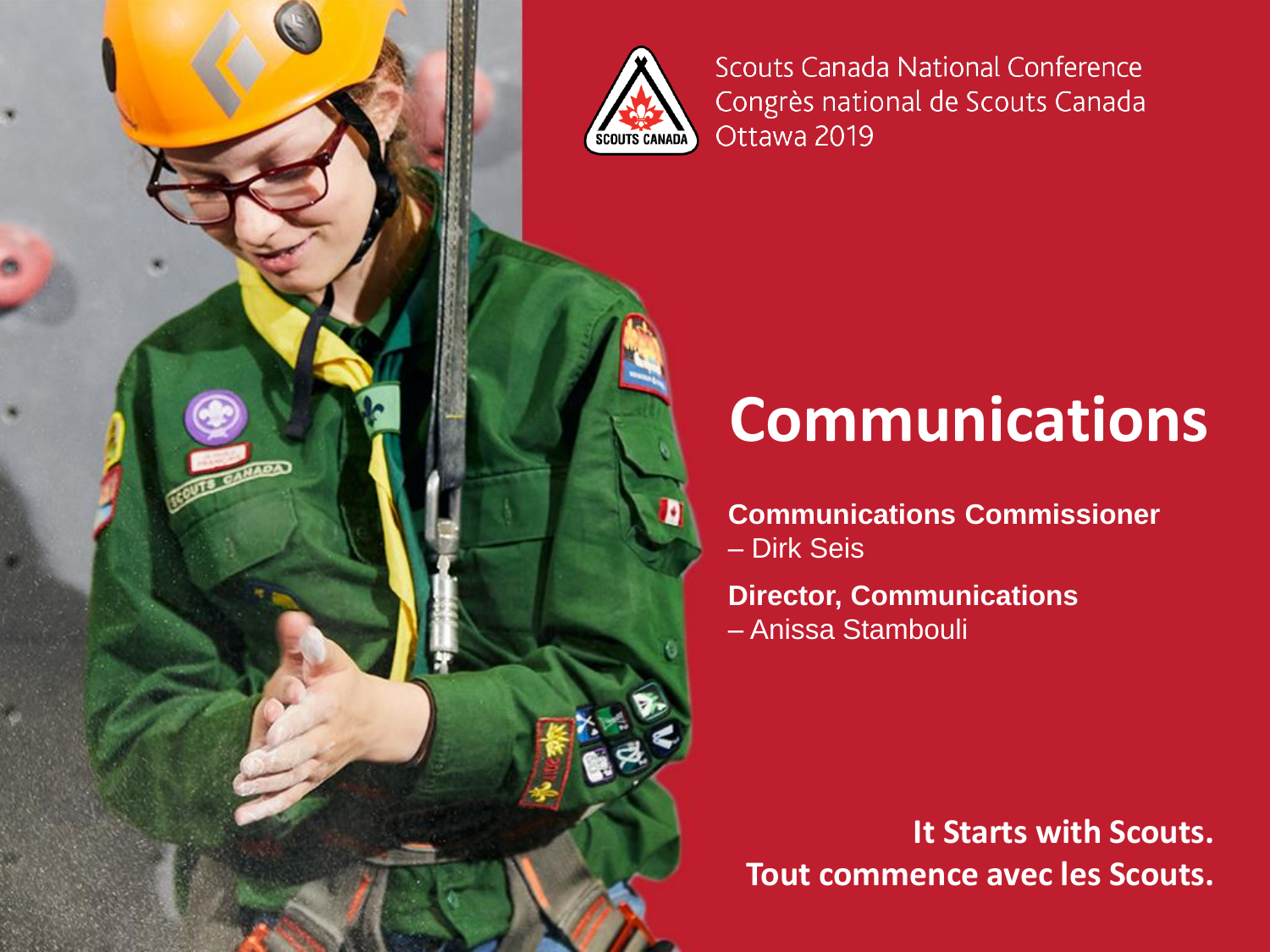Scouts Canada National Conference
Congrès national de Scouts Canada
Ottawa 2019

# Communications

**Communications Commissioner**
– Dirk Seis

**Director, Communications**
– Anissa Stambouli

**It Starts with Scouts.**
**Tout commence avec les Scouts.**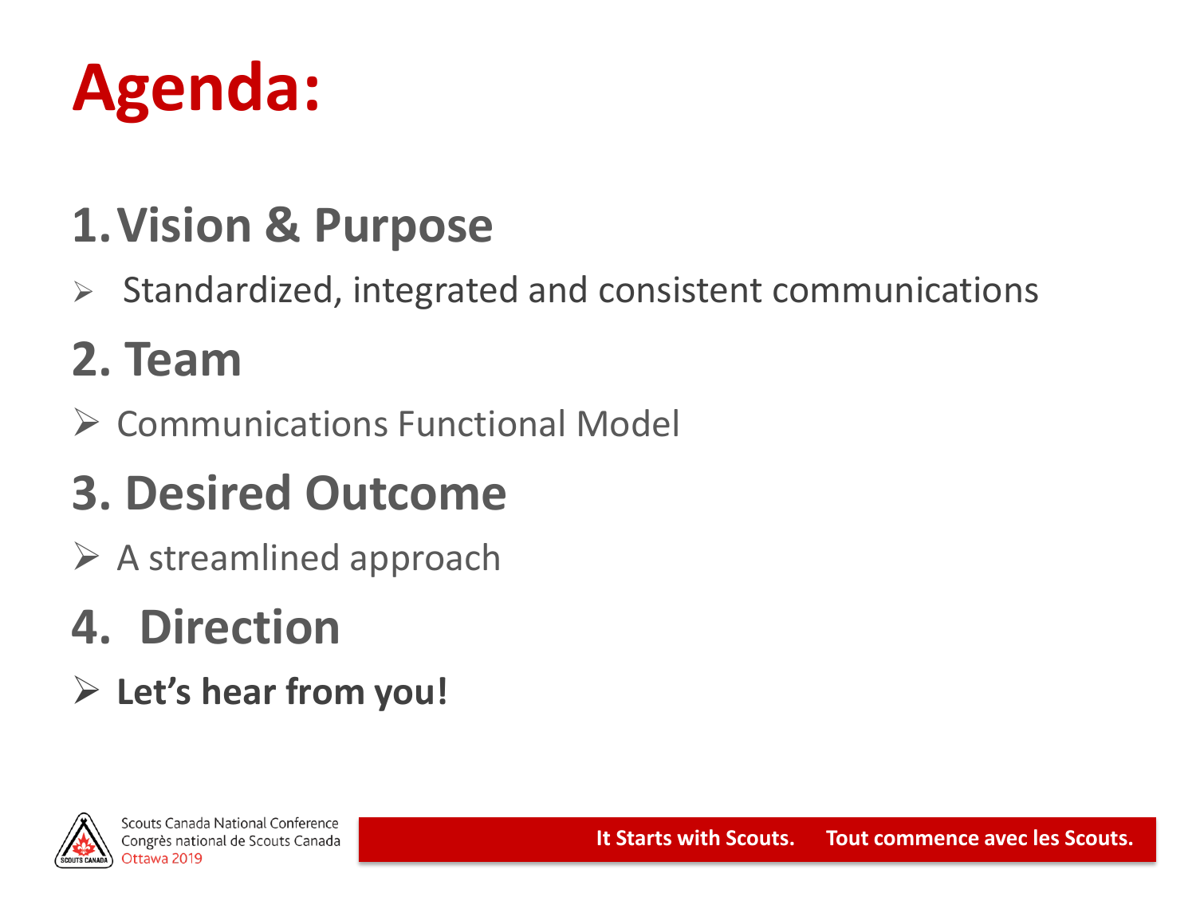# Agenda:

## 1. Vision & Purpose

- Standardized, integrated and consistent communications

## 2. Team

- Communications Functional Model

## 3. Desired Outcome

- A streamlined approach

## 4. Direction

- **Let's hear from you!**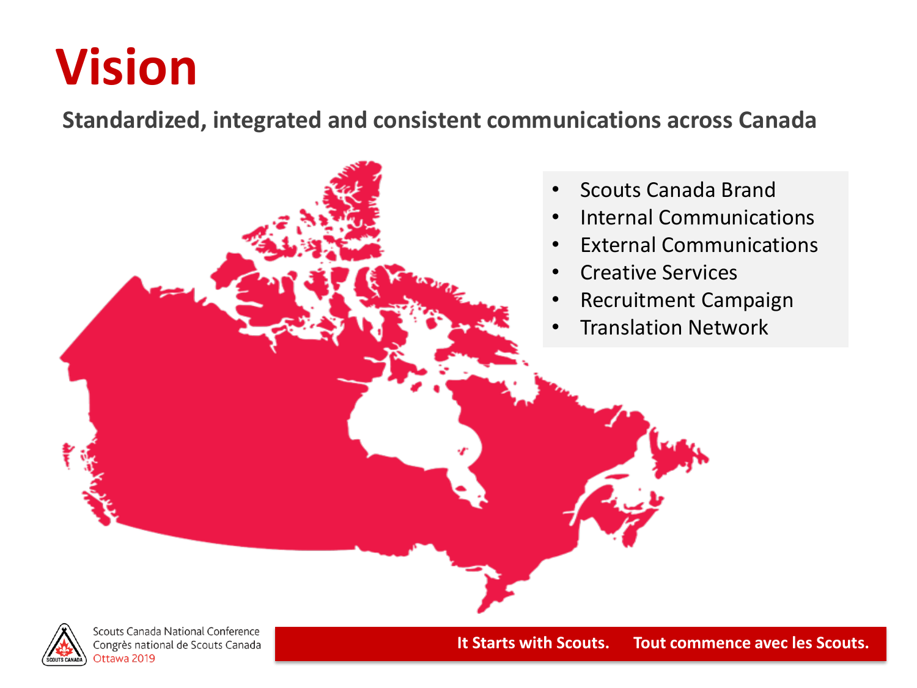# Vision

**Standardized, integrated and consistent communications across Canada**

- Scouts Canada Brand
- Internal Communications
- External Communications
- Creative Services
- Recruitment Campaign
- Translation Network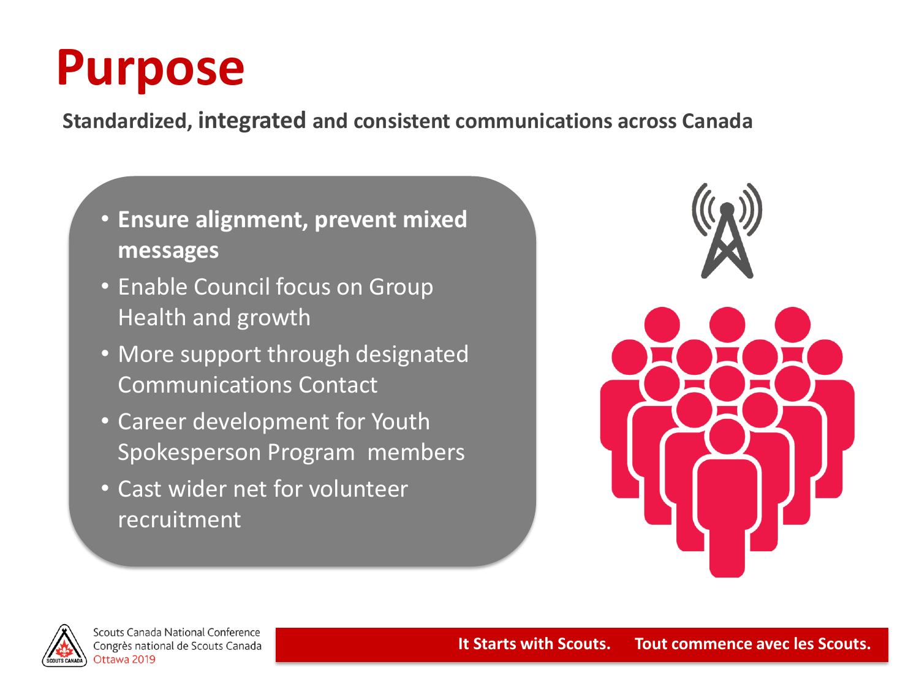# Purpose

**Standardized, integrated and consistent communications across Canada**

- **Ensure alignment, prevent mixed messages**
- Enable Council focus on Group Health and growth
- More support through designated Communications Contact
- Career development for Youth Spokesperson Program members
- Cast wider net for volunteer recruitment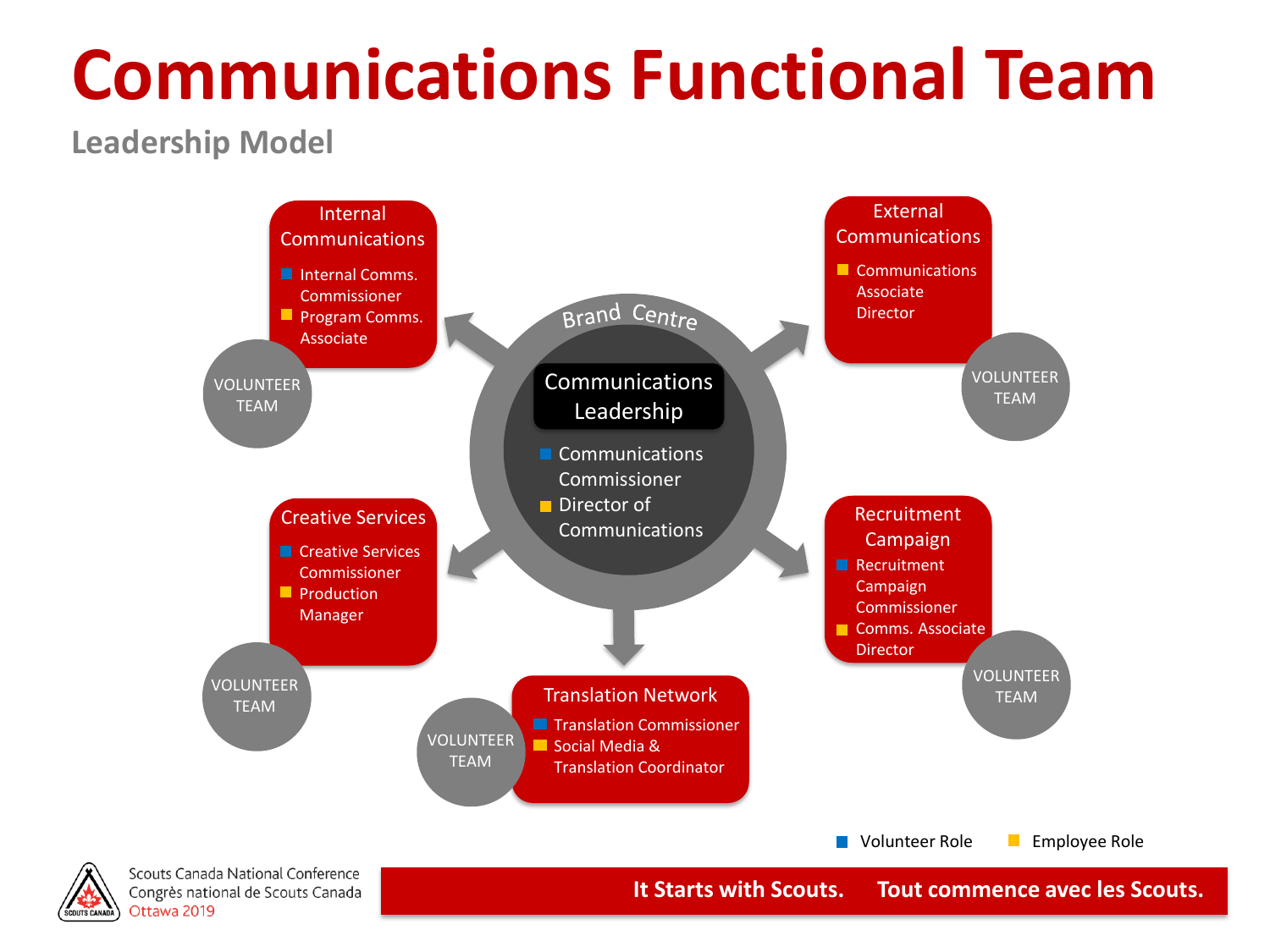# Communications Functional Team

## Leadership Model

### Brand Centre

**Communications Leadership**
- Communications Commissioner (Volunteer Role)
- Director of Communications (Employee Role)

### Internal Communications
- Internal Comms. Commissioner (Volunteer Role)
- Program Comms. Associate (Employee Role)

VOLUNTEER TEAM

### External Communications
- Communications Associate Director (Employee Role)

VOLUNTEER TEAM

### Creative Services
- Creative Services Commissioner (Volunteer Role)
- Production Manager (Employee Role)

VOLUNTEER TEAM

### Recruitment Campaign
- Recruitment Campaign Commissioner (Volunteer Role)
- Comms. Associate Director (Employee Role)

VOLUNTEER TEAM

### Translation Network
- Translation Commissioner (Volunteer Role)
- Social Media & Translation Coordinator (Employee Role)

VOLUNTEER TEAM

Legend: ■ Volunteer Role ■ Employee Role

Scouts Canada National Conference
Congrès national de Scouts Canada
Ottawa 2019

**It Starts with Scouts. Tout commence avec les Scouts.**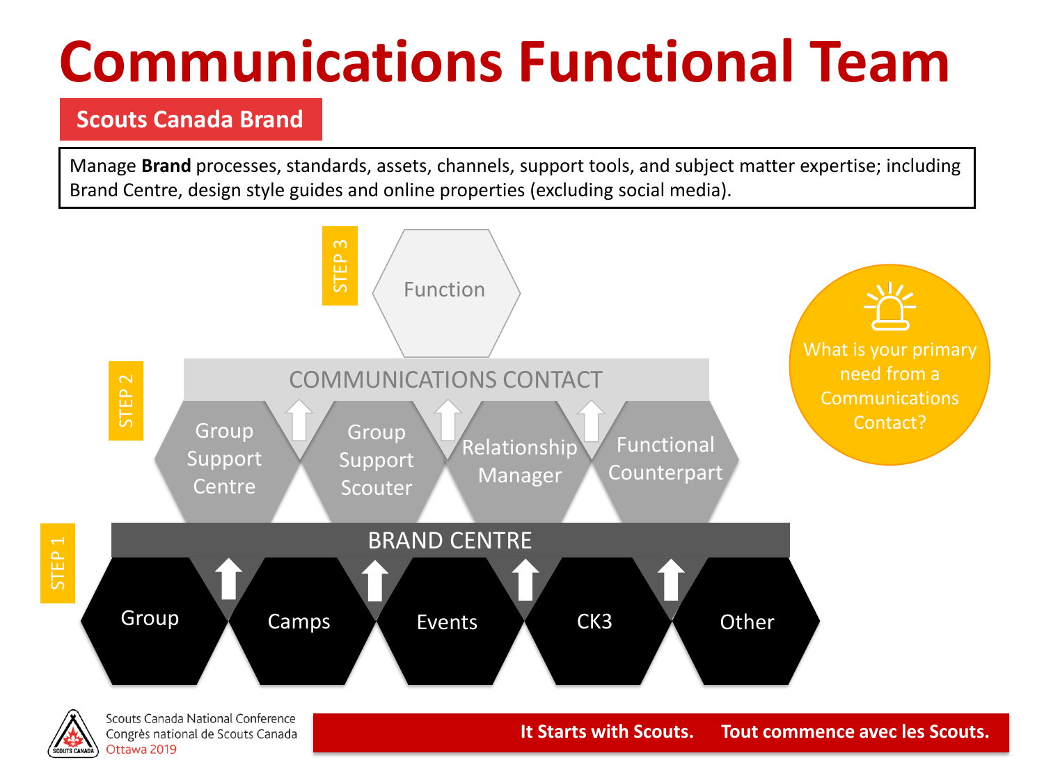# Communications Functional Team

## Scouts Canada Brand

Manage **Brand** processes, standards, assets, channels, support tools, and subject matter expertise; including Brand Centre, design style guides and online properties (excluding social media).

STEP 3

Function

STEP 2

COMMUNICATIONS CONTACT

Group Support Centre

Group Support Scouter

Relationship Manager

Functional Counterpart

STEP 1

BRAND CENTRE

Group

Camps

Events

CK3

Other

What is your primary need from a Communications Contact?

It Starts with Scouts. Tout commence avec les Scouts.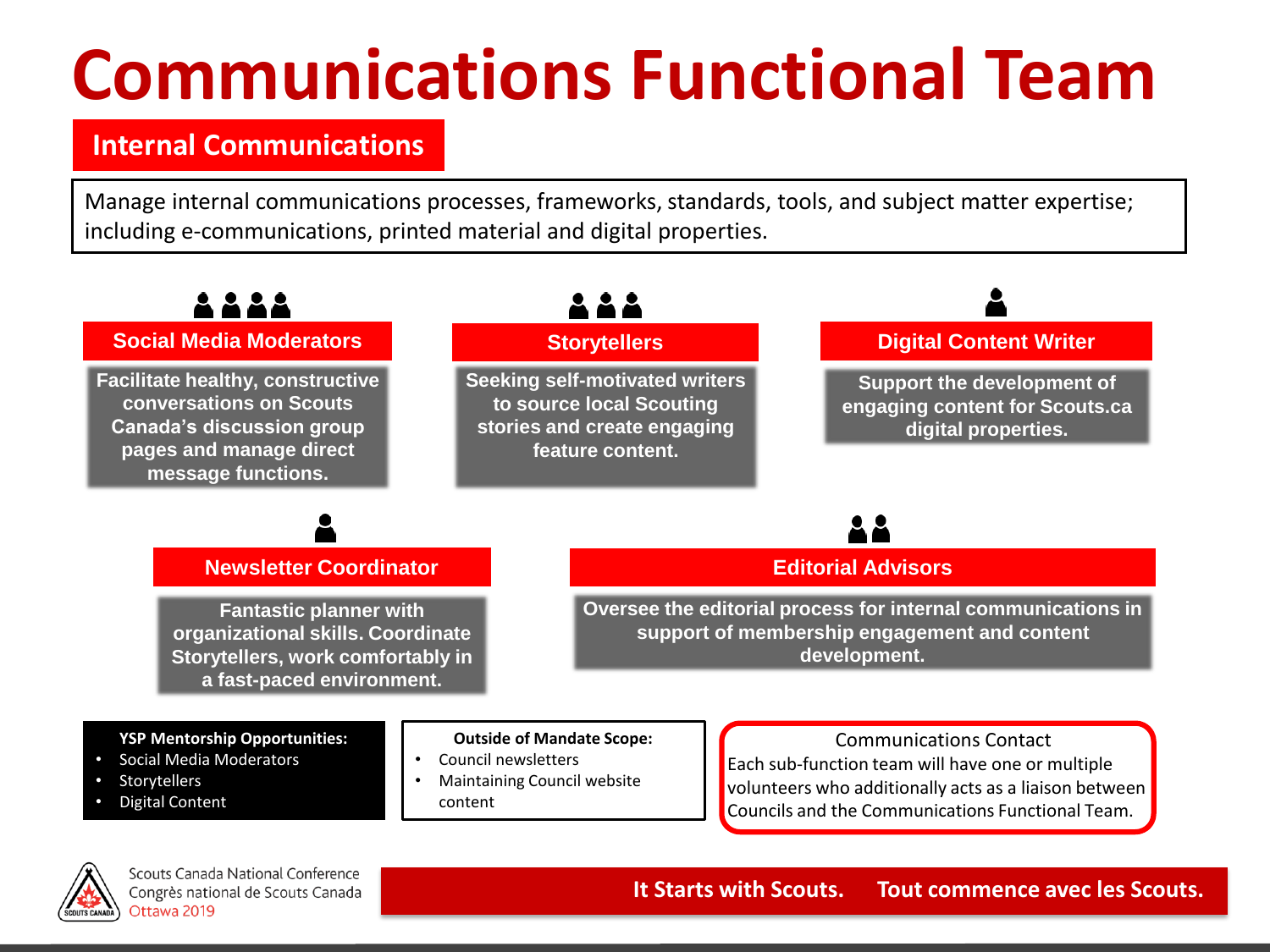# Communications Functional Team

## Internal Communications

Manage internal communications processes, frameworks, standards, tools, and subject matter expertise; including e-communications, printed material and digital properties.

### Social Media Moderators

**Facilitate healthy, constructive conversations on Scouts Canada's discussion group pages and manage direct message functions.**

### Storytellers

**Seeking self-motivated writers to source local Scouting stories and create engaging feature content.**

### Digital Content Writer

**Support the development of engaging content for Scouts.ca digital properties.**

### Newsletter Coordinator

**Fantastic planner with organizational skills. Coordinate Storytellers, work comfortably in a fast-paced environment.**

### Editorial Advisors

**Oversee the editorial process for internal communications in support of membership engagement and content development.**

**YSP Mentorship Opportunities:**

- Social Media Moderators
- Storytellers
- Digital Content

**Outside of Mandate Scope:**

- Council newsletters
- Maintaining Council website content

Communications Contact

Each sub-function team will have one or multiple volunteers who additionally acts as a liaison between Councils and the Communications Functional Team.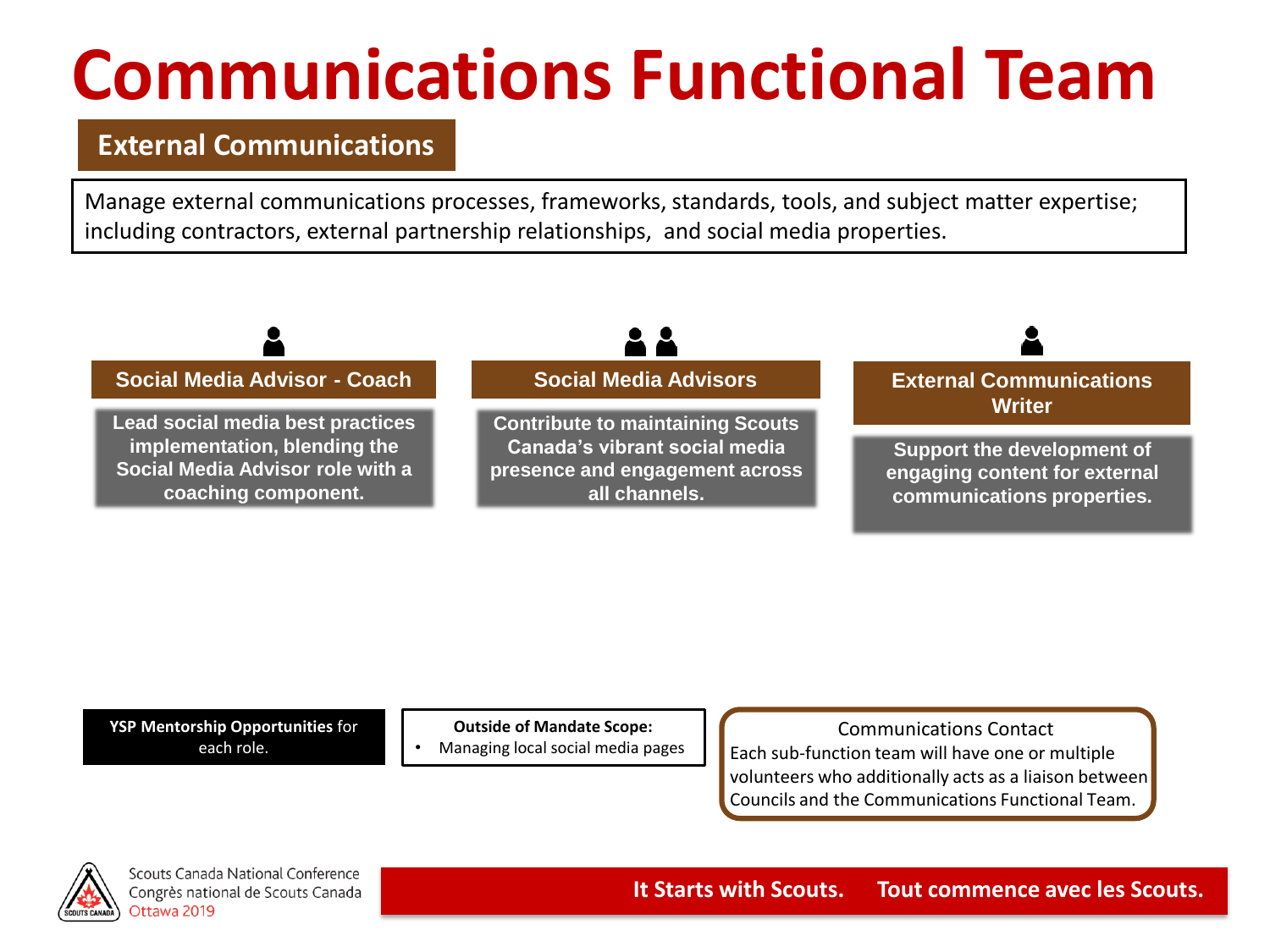# Communications Functional Team

## External Communications

Manage external communications processes, frameworks, standards, tools, and subject matter expertise; including contractors, external partnership relationships, and social media properties.

### Social Media Advisor - Coach

**Lead social media best practices implementation, blending the Social Media Advisor role with a coaching component.**

### Social Media Advisors

**Contribute to maintaining Scouts Canada's vibrant social media presence and engagement across all channels.**

### External Communications Writer

**Support the development of engaging content for external communications properties.**

**YSP Mentorship Opportunities** for each role.

**Outside of Mandate Scope:**

- Managing local social media pages

Communications Contact

Each sub-function team will have one or multiple volunteers who additionally acts as a liaison between Councils and the Communications Functional Team.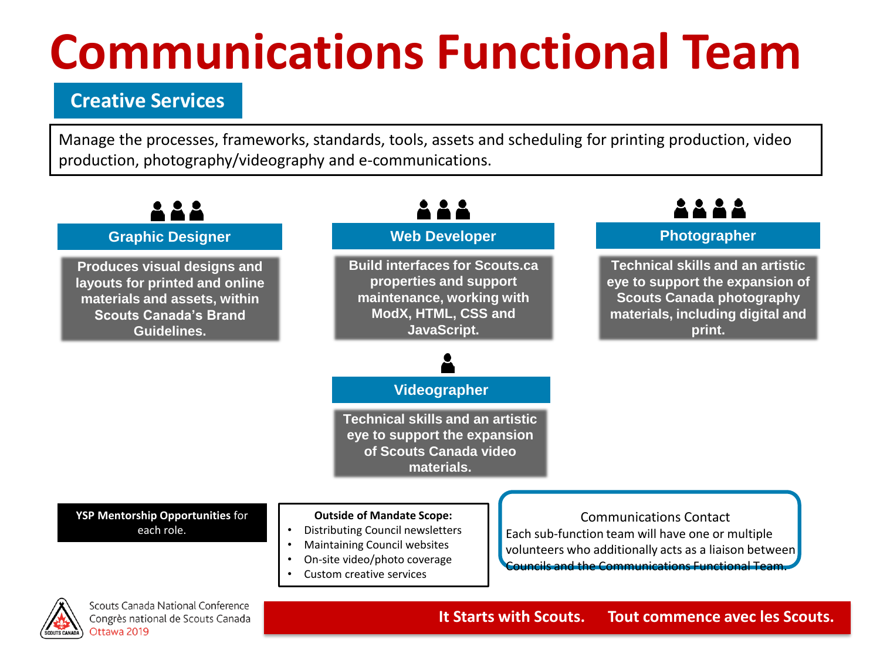# Communications Functional Team

## Creative Services

Manage the processes, frameworks, standards, tools, assets and scheduling for printing production, video production, photography/videography and e-communications.

### Graphic Designer

**Produces visual designs and layouts for printed and online materials and assets, within Scouts Canada's Brand Guidelines.**

### Web Developer

**Build interfaces for Scouts.ca properties and support maintenance, working with ModX, HTML, CSS and JavaScript.**

### Photographer

**Technical skills and an artistic eye to support the expansion of Scouts Canada photography materials, including digital and print.**

### Videographer

**Technical skills and an artistic eye to support the expansion of Scouts Canada video materials.**

**YSP Mentorship Opportunities** for each role.

**Outside of Mandate Scope:**

- Distributing Council newsletters
- Maintaining Council websites
- On-site video/photo coverage
- Custom creative services

Communications Contact

Each sub-function team will have one or multiple volunteers who additionally acts as a liaison between Councils and the Communications Functional Team.

Scouts Canada National Conference
Congrès national de Scouts Canada
Ottawa 2019

**It Starts with Scouts. Tout commence avec les Scouts.**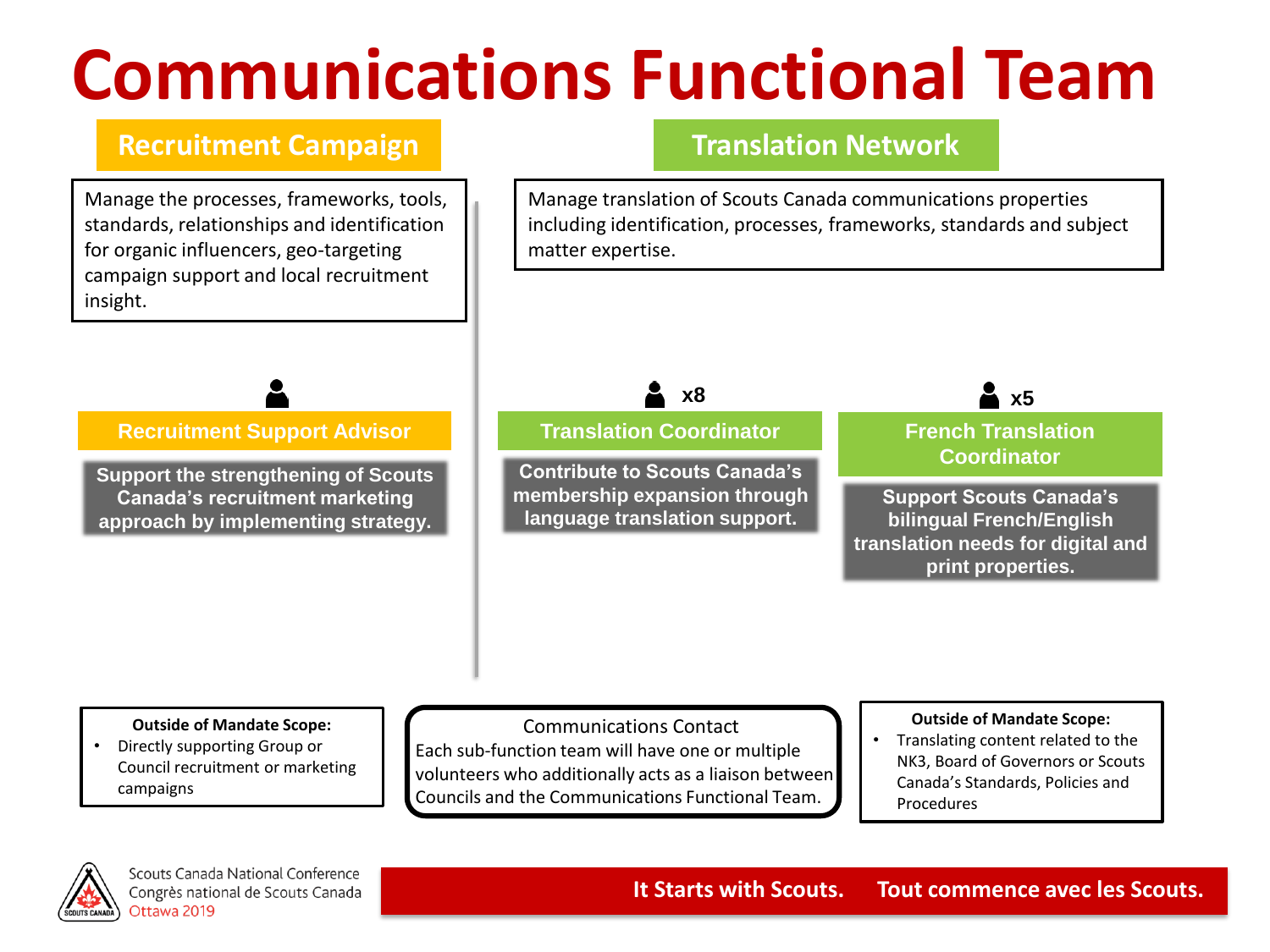# Communications Functional Team

## Recruitment Campaign

Manage the processes, frameworks, tools, standards, relationships and identification for organic influencers, geo-targeting campaign support and local recruitment insight.

### Recruitment Support Advisor

**Support the strengthening of Scouts Canada's recruitment marketing approach by implementing strategy.**

## Translation Network

Manage translation of Scouts Canada communications properties including identification, processes, frameworks, standards and subject matter expertise.

### Translation Coordinator (x8)

**Contribute to Scouts Canada's membership expansion through language translation support.**

### French Translation Coordinator (x5)

**Support Scouts Canada's bilingual French/English translation needs for digital and print properties.**

**Outside of Mandate Scope:**

- Directly supporting Group or Council recruitment or marketing campaigns

Communications Contact

Each sub-function team will have one or multiple volunteers who additionally acts as a liaison between Councils and the Communications Functional Team.

**Outside of Mandate Scope:**

- Translating content related to the NK3, Board of Governors or Scouts Canada's Standards, Policies and Procedures

Scouts Canada National Conference
Congrès national de Scouts Canada
Ottawa 2019

**It Starts with Scouts. Tout commence avec les Scouts.**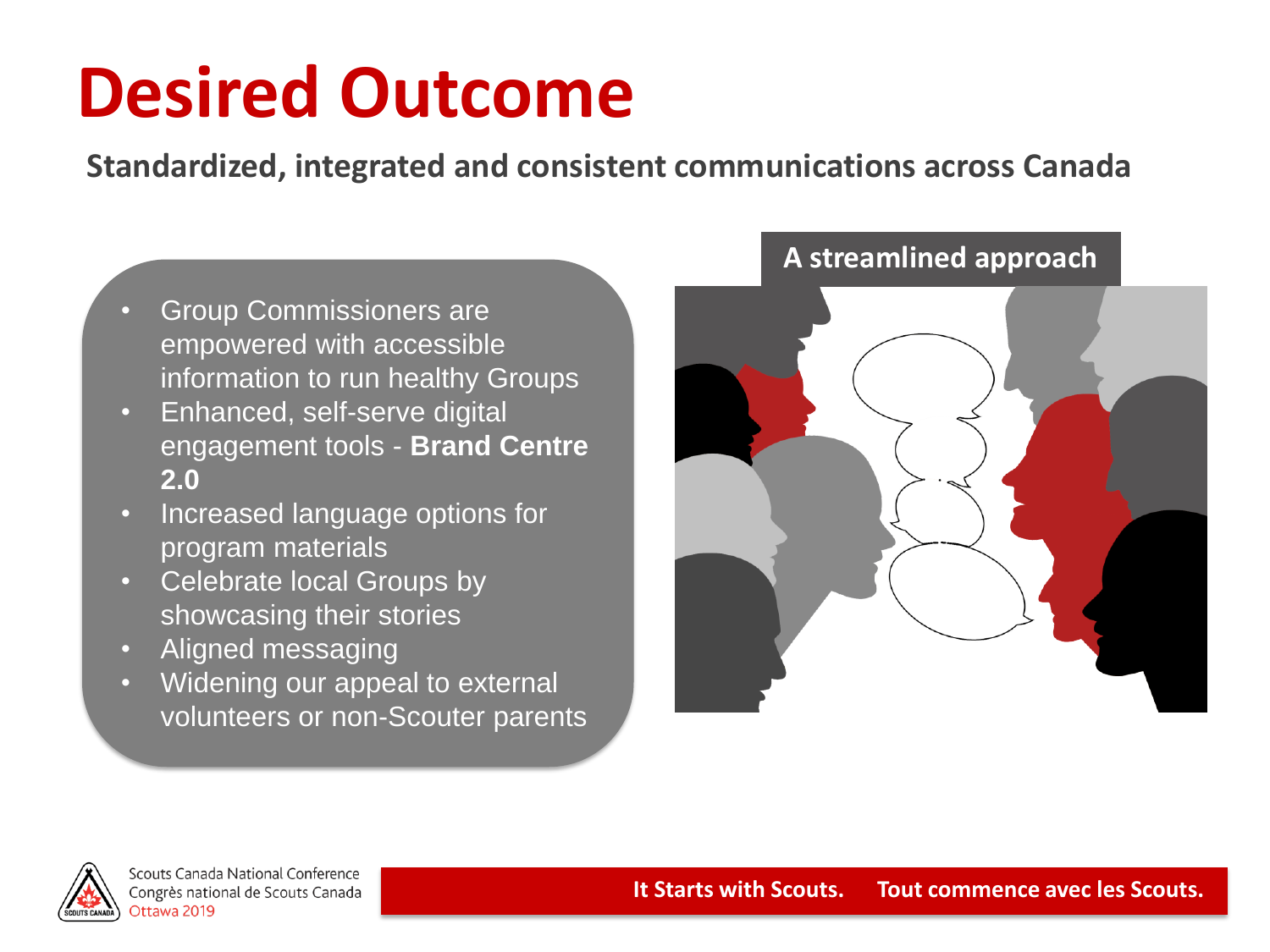# Desired Outcome

**Standardized, integrated and consistent communications across Canada**

- Group Commissioners are empowered with accessible information to run healthy Groups
- Enhanced, self-serve digital engagement tools - **Brand Centre 2.0**
- Increased language options for program materials
- Celebrate local Groups by showcasing their stories
- Aligned messaging
- Widening our appeal to external volunteers or non-Scouter parents

**A streamlined approach**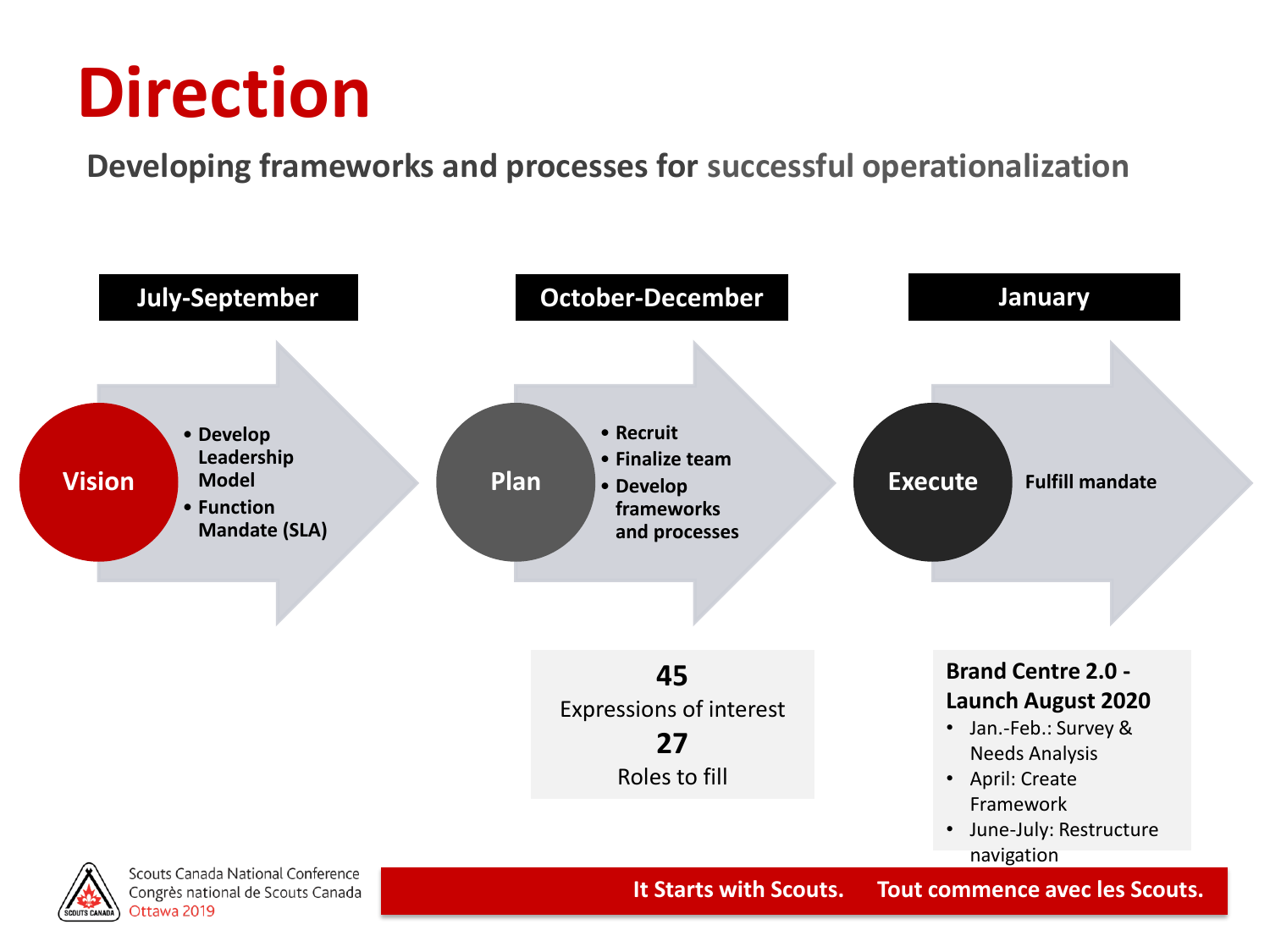# Direction

**Developing frameworks and processes for successful operationalization**

### July-September

**Vision**

- Develop Leadership Model
- Function Mandate (SLA)

### October-December

**Plan**

- Recruit
- Finalize team
- Develop frameworks and processes

**45**
Expressions of interest

**27**
Roles to fill

### January

**Execute**

Fulfill mandate

**Brand Centre 2.0 - Launch August 2020**

- Jan.-Feb.: Survey & Needs Analysis
- April: Create Framework
- June-July: Restructure navigation

It Starts with Scouts. Tout commence avec les Scouts.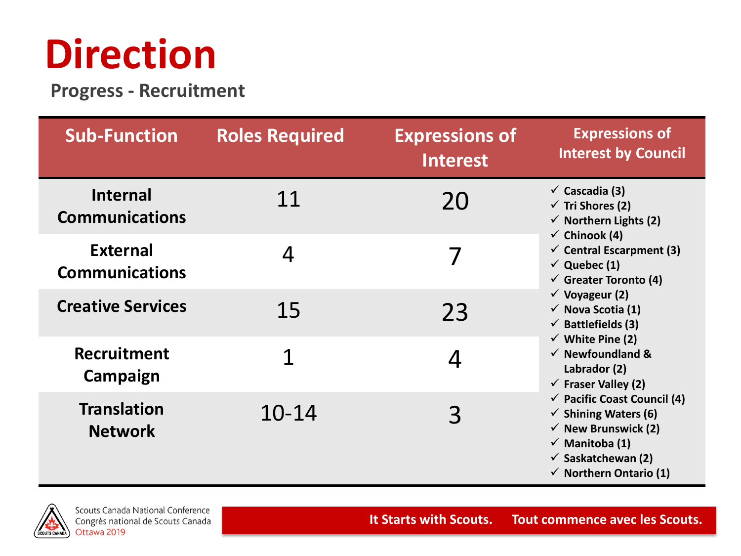# Direction

## Progress - Recruitment

| Sub-Function | Roles Required | Expressions of Interest | Expressions of Interest by Council |
|---|---|---|---|
| Internal Communications | 11 | 20 | ✓ Cascadia (3)<br>✓ Tri Shores (2)<br>✓ Northern Lights (2)<br>✓ Chinook (4)<br>✓ Central Escarpment (3)<br>✓ Quebec (1)<br>✓ Greater Toronto (4)<br>✓ Voyageur (2)<br>✓ Nova Scotia (1)<br>✓ Battlefields (3)<br>✓ White Pine (2)<br>✓ Newfoundland & Labrador (2)<br>✓ Fraser Valley (2)<br>✓ Pacific Coast Council (4)<br>✓ Shining Waters (6)<br>✓ New Brunswick (2)<br>✓ Manitoba (1)<br>✓ Saskatchewan (2)<br>✓ Northern Ontario (1) |
| External Communications | 4 | 7 | |
| Creative Services | 15 | 23 | |
| Recruitment Campaign | 1 | 4 | |
| Translation Network | 10-14 | 3 | |

It Starts with Scouts. Tout commence avec les Scouts.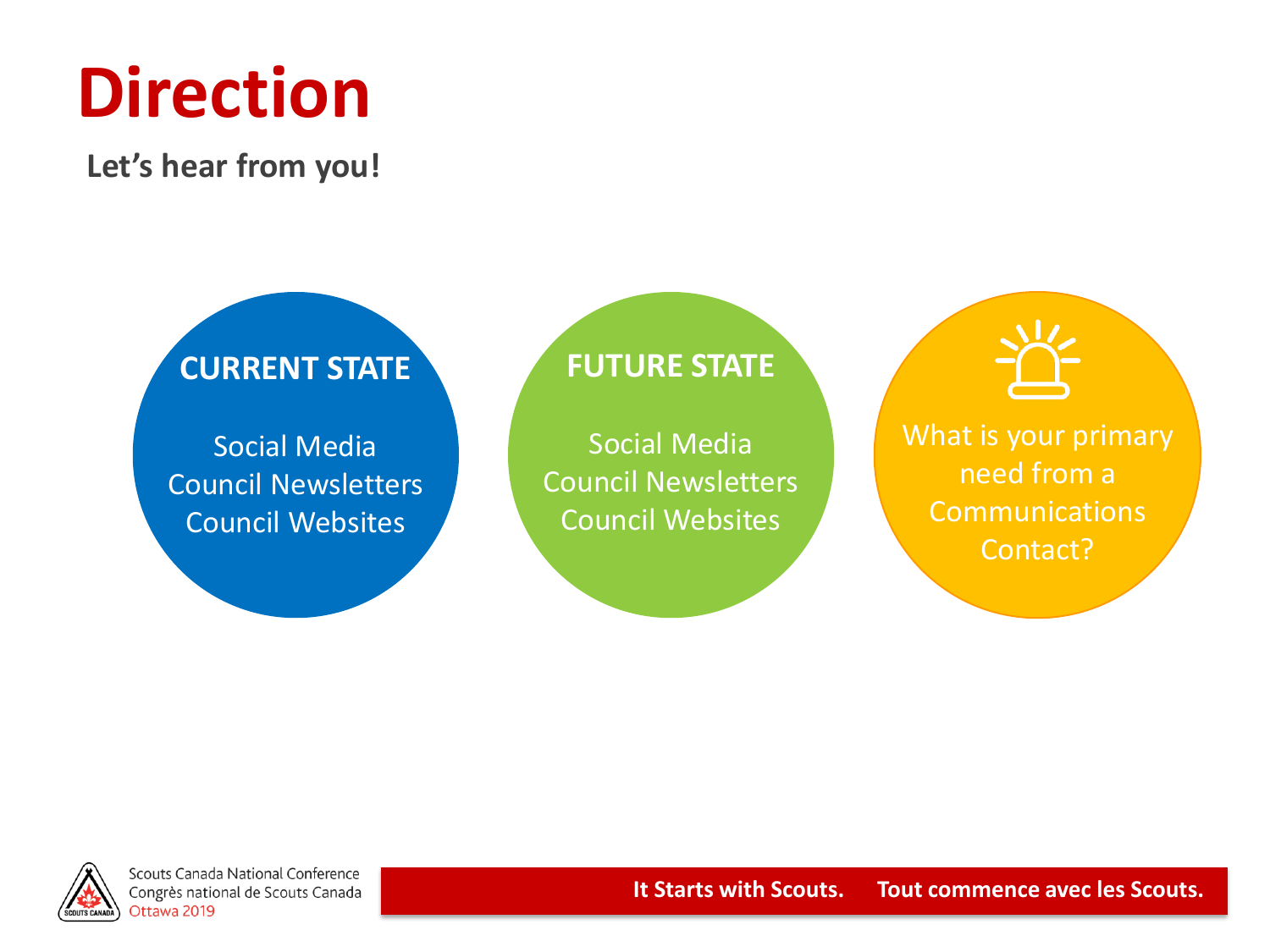# Direction

**Let's hear from you!**

**CURRENT STATE**

Social Media
Council Newsletters
Council Websites

**FUTURE STATE**

Social Media
Council Newsletters
Council Websites

What is your primary need from a Communications Contact?